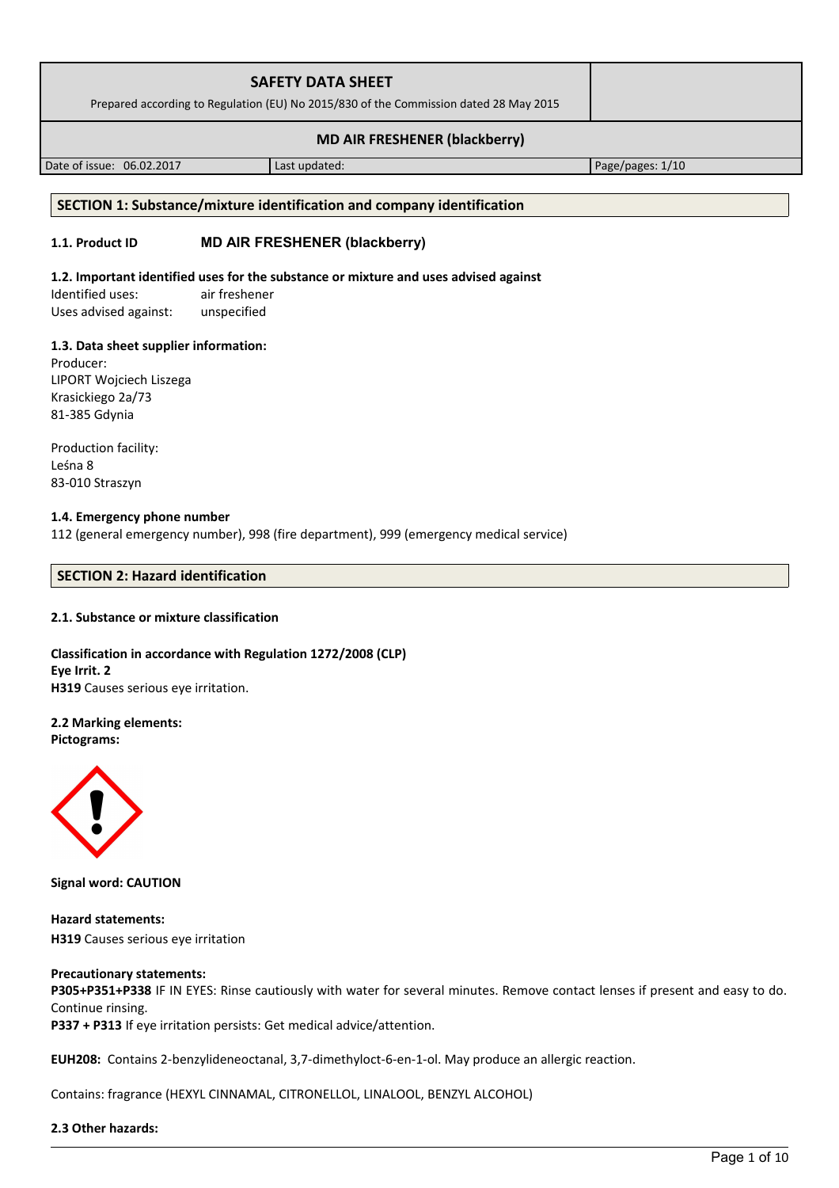| SAFETY DATA SHEET<br>Prepared according to Regulation (EU) No 2015/830 of the Commission dated 28 May 2015 | | |
| --- | --- | --- |
| **MD AIR FRESHENER (blackberry)** | | |
| Date of issue: 06.02.2017 | Last updated: | Page/pages: 1/10 |

## SECTION 1: Substance/mixture identification and company identification

**1.1. Product ID** **MD AIR FRESHENER (blackberry)**

**1.2. Important identified uses for the substance or mixture and uses advised against**

Identified uses: air freshener
Uses advised against: unspecified

**1.3. Data sheet supplier information:**

Producer:
LIPORT Wojciech Liszega
Krasickiego 2a/73
81-385 Gdynia

Production facility:
Leśna 8
83-010 Straszyn

**1.4. Emergency phone number**

112 (general emergency number), 998 (fire department), 999 (emergency medical service)

## SECTION 2: Hazard identification

**2.1. Substance or mixture classification**

**Classification in accordance with Regulation 1272/2008 (CLP)**
**Eye Irrit. 2**
**H319** Causes serious eye irritation.

**2.2 Marking elements:**
**Pictograms:**

**Signal word: CAUTION**

**Hazard statements:**
**H319** Causes serious eye irritation

**Precautionary statements:**
**P305+P351+P338** IF IN EYES: Rinse cautiously with water for several minutes. Remove contact lenses if present and easy to do. Continue rinsing.
**P337 + P313** If eye irritation persists: Get medical advice/attention.

**EUH208:** Contains 2-benzylideneoctanal, 3,7-dimethyloct-6-en-1-ol. May produce an allergic reaction.

Contains: fragrance (HEXYL CINNAMAL, CITRONELLOL, LINALOOL, BENZYL ALCOHOL)

**2.3 Other hazards:**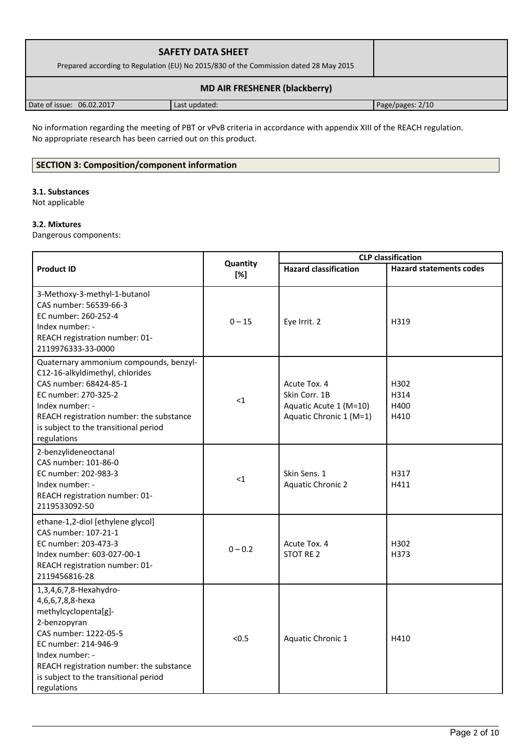No information regarding the meeting of PBT or vPvB criteria in accordance with appendix XIII of the REACH regulation. No appropriate research has been carried out on this product.

## SECTION 3: Composition/component information

### 3.1. Substances

Not applicable

### 3.2. Mixtures

Dangerous components:

| Product ID | Quantity [%] | CLP classification | |
|---|---|---|---|
| | | Hazard classification | Hazard statements codes |
| 3-Methoxy-3-methyl-1-butanol<br>CAS number: 56539-66-3<br>EC number: 260-252-4<br>Index number: -<br>REACH registration number: 01-2119976333-33-0000 | 0 – 15 | Eye Irrit. 2 | H319 |
| Quaternary ammonium compounds, benzyl-C12-16-alkyldimethyl, chlorides<br>CAS number: 68424-85-1<br>EC number: 270-325-2<br>Index number: -<br>REACH registration number: the substance is subject to the transitional period regulations | <1 | Acute Tox. 4<br>Skin Corr. 1B<br>Aquatic Acute 1 (M=10)<br>Aquatic Chronic 1 (M=1) | H302<br>H314<br>H400<br>H410 |
| 2-benzylideneoctanal<br>CAS number: 101-86-0<br>EC number: 202-983-3<br>Index number: -<br>REACH registration number: 01-2119533092-50 | <1 | Skin Sens. 1<br>Aquatic Chronic 2 | H317<br>H411 |
| ethane-1,2-diol [ethylene glycol]<br>CAS number: 107-21-1<br>EC number: 203-473-3<br>Index number: 603-027-00-1<br>REACH registration number: 01-2119456816-28 | 0 – 0.2 | Acute Tox. 4<br>STOT RE 2 | H302<br>H373 |
| 1,3,4,6,7,8-Hexahydro-4,6,6,7,8,8-hexa methylcyclopenta[g]-2-benzopyran<br>CAS number: 1222-05-5<br>EC number: 214-946-9<br>Index number: -<br>REACH registration number: the substance is subject to the transitional period regulations | <0.5 | Aquatic Chronic 1 | H410 |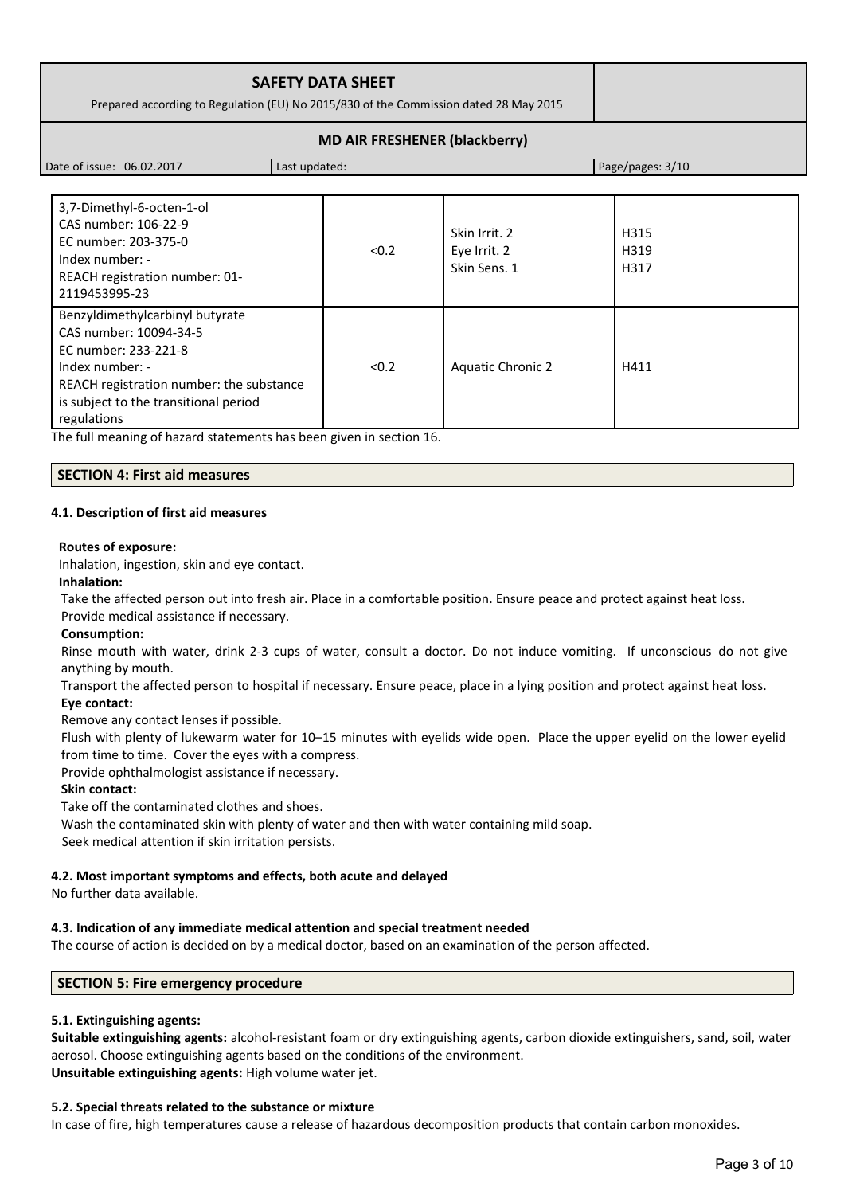| | | | |
|---|---|---|---|
| 3,7-Dimethyl-6-octen-1-ol<br>CAS number: 106-22-9<br>EC number: 203-375-0<br>Index number: -<br>REACH registration number: 01-2119453995-23 | <0.2 | Skin Irrit. 2<br>Eye Irrit. 2<br>Skin Sens. 1 | H315<br>H319<br>H317 |
| Benzyldimethylcarbinyl butyrate<br>CAS number: 10094-34-5<br>EC number: 233-221-8<br>Index number: -<br>REACH registration number: the substance is subject to the transitional period regulations | <0.2 | Aquatic Chronic 2 | H411 |

The full meaning of hazard statements has been given in section 16.

## SECTION 4: First aid measures

### 4.1. Description of first aid measures

**Routes of exposure:**

Inhalation, ingestion, skin and eye contact.

**Inhalation:**

Take the affected person out into fresh air. Place in a comfortable position. Ensure peace and protect against heat loss. Provide medical assistance if necessary.

**Consumption:**

Rinse mouth with water, drink 2-3 cups of water, consult a doctor. Do not induce vomiting. If unconscious do not give anything by mouth.

Transport the affected person to hospital if necessary. Ensure peace, place in a lying position and protect against heat loss.

**Eye contact:**

Remove any contact lenses if possible.

Flush with plenty of lukewarm water for 10–15 minutes with eyelids wide open. Place the upper eyelid on the lower eyelid from time to time. Cover the eyes with a compress.

Provide ophthalmologist assistance if necessary.

**Skin contact:**

Take off the contaminated clothes and shoes.

Wash the contaminated skin with plenty of water and then with water containing mild soap.

Seek medical attention if skin irritation persists.

### 4.2. Most important symptoms and effects, both acute and delayed

No further data available.

### 4.3. Indication of any immediate medical attention and special treatment needed

The course of action is decided on by a medical doctor, based on an examination of the person affected.

## SECTION 5: Fire emergency procedure

### 5.1. Extinguishing agents:

**Suitable extinguishing agents:** alcohol-resistant foam or dry extinguishing agents, carbon dioxide extinguishers, sand, soil, water aerosol. Choose extinguishing agents based on the conditions of the environment.

**Unsuitable extinguishing agents:** High volume water jet.

### 5.2. Special threats related to the substance or mixture

In case of fire, high temperatures cause a release of hazardous decomposition products that contain carbon monoxides.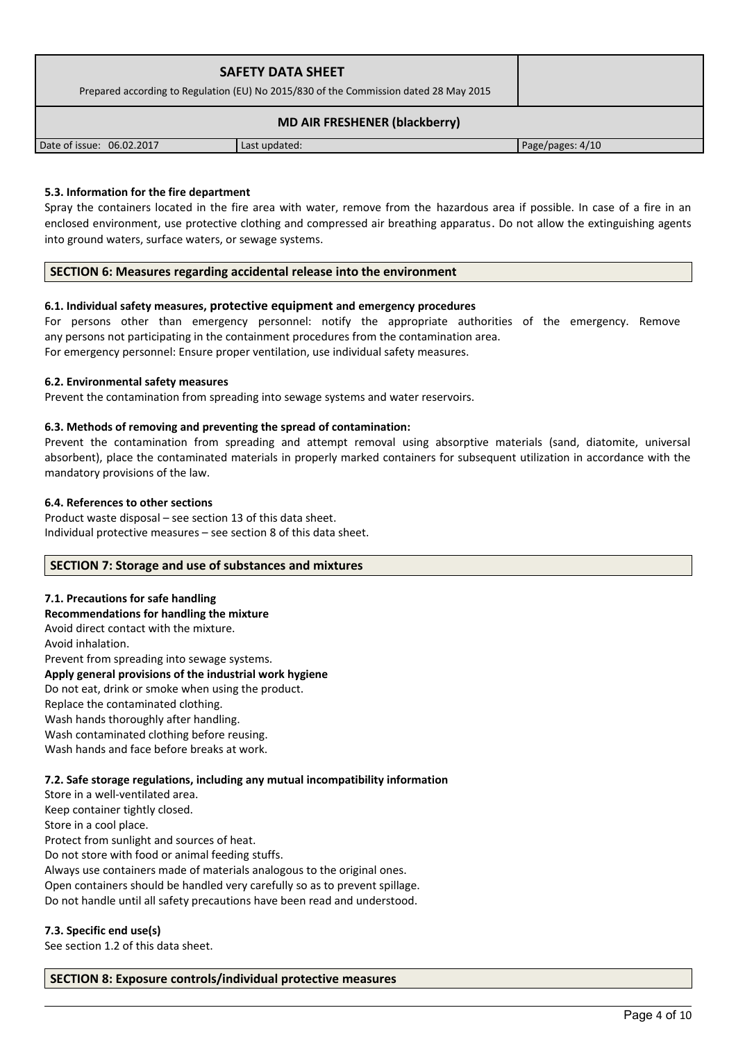#### 5.3. Information for the fire department

Spray the containers located in the fire area with water, remove from the hazardous area if possible. In case of a fire in an enclosed environment, use protective clothing and compressed air breathing apparatus. Do not allow the extinguishing agents into ground waters, surface waters, or sewage systems.

## SECTION 6: Measures regarding accidental release into the environment

#### 6.1. Individual safety measures, protective equipment and emergency procedures

For persons other than emergency personnel: notify the appropriate authorities of the emergency. Remove any persons not participating in the containment procedures from the contamination area.
For emergency personnel: Ensure proper ventilation, use individual safety measures.

#### 6.2. Environmental safety measures

Prevent the contamination from spreading into sewage systems and water reservoirs.

#### 6.3. Methods of removing and preventing the spread of contamination:

Prevent the contamination from spreading and attempt removal using absorptive materials (sand, diatomite, universal absorbent), place the contaminated materials in properly marked containers for subsequent utilization in accordance with the mandatory provisions of the law.

#### 6.4. References to other sections

Product waste disposal – see section 13 of this data sheet.
Individual protective measures – see section 8 of this data sheet.

## SECTION 7: Storage and use of substances and mixtures

#### 7.1. Precautions for safe handling

**Recommendations for handling the mixture**

Avoid direct contact with the mixture.
Avoid inhalation.
Prevent from spreading into sewage systems.

**Apply general provisions of the industrial work hygiene**

Do not eat, drink or smoke when using the product.
Replace the contaminated clothing.
Wash hands thoroughly after handling.
Wash contaminated clothing before reusing.
Wash hands and face before breaks at work.

#### 7.2. Safe storage regulations, including any mutual incompatibility information

Store in a well-ventilated area.
Keep container tightly closed.
Store in a cool place.
Protect from sunlight and sources of heat.
Do not store with food or animal feeding stuffs.
Always use containers made of materials analogous to the original ones.
Open containers should be handled very carefully so as to prevent spillage.
Do not handle until all safety precautions have been read and understood.

#### 7.3. Specific end use(s)

See section 1.2 of this data sheet.

## SECTION 8: Exposure controls/individual protective measures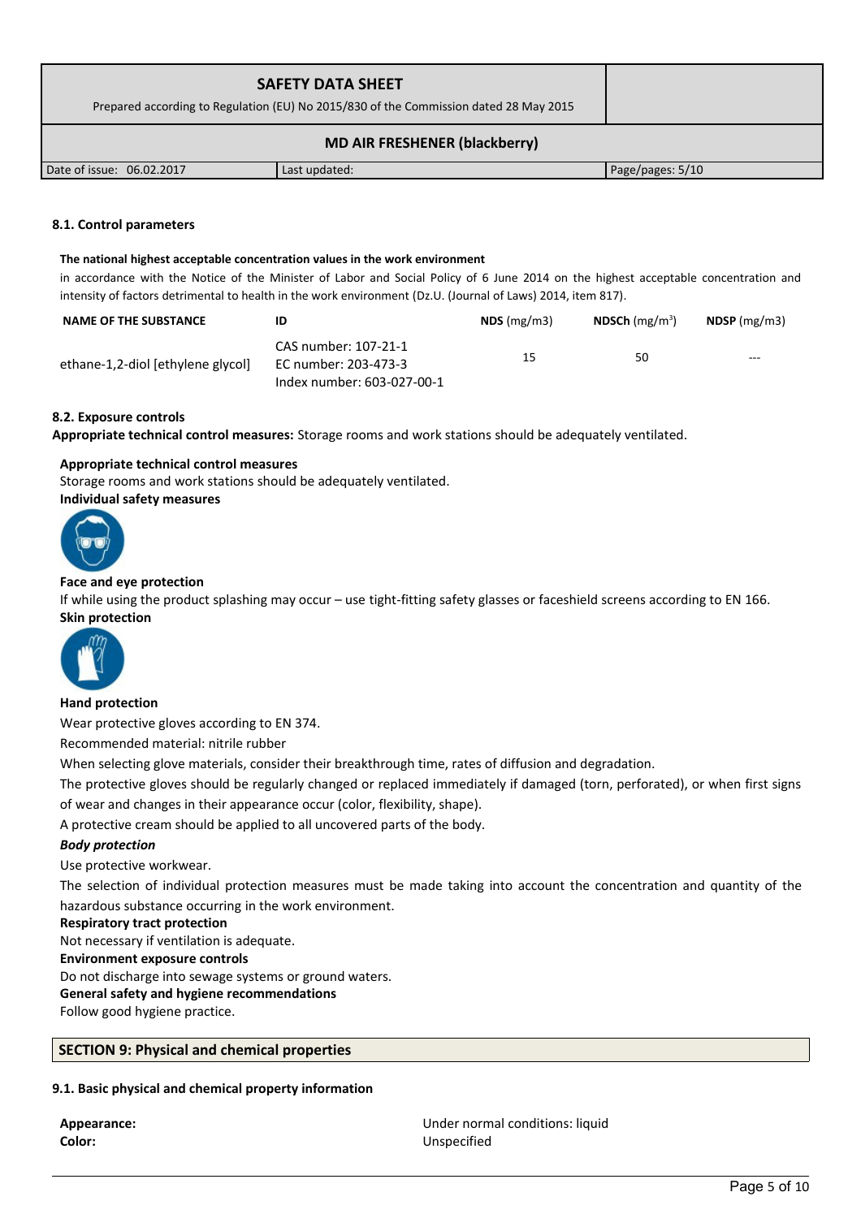### 8.1. Control parameters

**The national highest acceptable concentration values in the work environment**

in accordance with the Notice of the Minister of Labor and Social Policy of 6 June 2014 on the highest acceptable concentration and intensity of factors detrimental to health in the work environment (Dz.U. (Journal of Laws) 2014, item 817).

| NAME OF THE SUBSTANCE | ID | NDS (mg/m3) | NDSCh (mg/m$^3$) | NDSP (mg/m3) |
|---|---|---|---|---|
| ethane-1,2-diol [ethylene glycol] | CAS number: 107-21-1<br>EC number: 203-473-3<br>Index number: 603-027-00-1 | 15 | 50 | --- |

### 8.2. Exposure controls

**Appropriate technical control measures:** Storage rooms and work stations should be adequately ventilated.

**Appropriate technical control measures**

Storage rooms and work stations should be adequately ventilated.

**Individual safety measures**

**Face and eye protection**

If while using the product splashing may occur – use tight-fitting safety glasses or faceshield screens according to EN 166.

**Skin protection**

**Hand protection**

Wear protective gloves according to EN 374.

Recommended material: nitrile rubber

When selecting glove materials, consider their breakthrough time, rates of diffusion and degradation.

The protective gloves should be regularly changed or replaced immediately if damaged (torn, perforated), or when first signs of wear and changes in their appearance occur (color, flexibility, shape).

A protective cream should be applied to all uncovered parts of the body.

***Body protection***

Use protective workwear.

The selection of individual protection measures must be made taking into account the concentration and quantity of the hazardous substance occurring in the work environment.

**Respiratory tract protection**

Not necessary if ventilation is adequate.

**Environment exposure controls**

Do not discharge into sewage systems or ground waters.

**General safety and hygiene recommendations**

Follow good hygiene practice.

## SECTION 9: Physical and chemical properties

### 9.1. Basic physical and chemical property information

**Appearance:** Under normal conditions: liquid

**Color:** Unspecified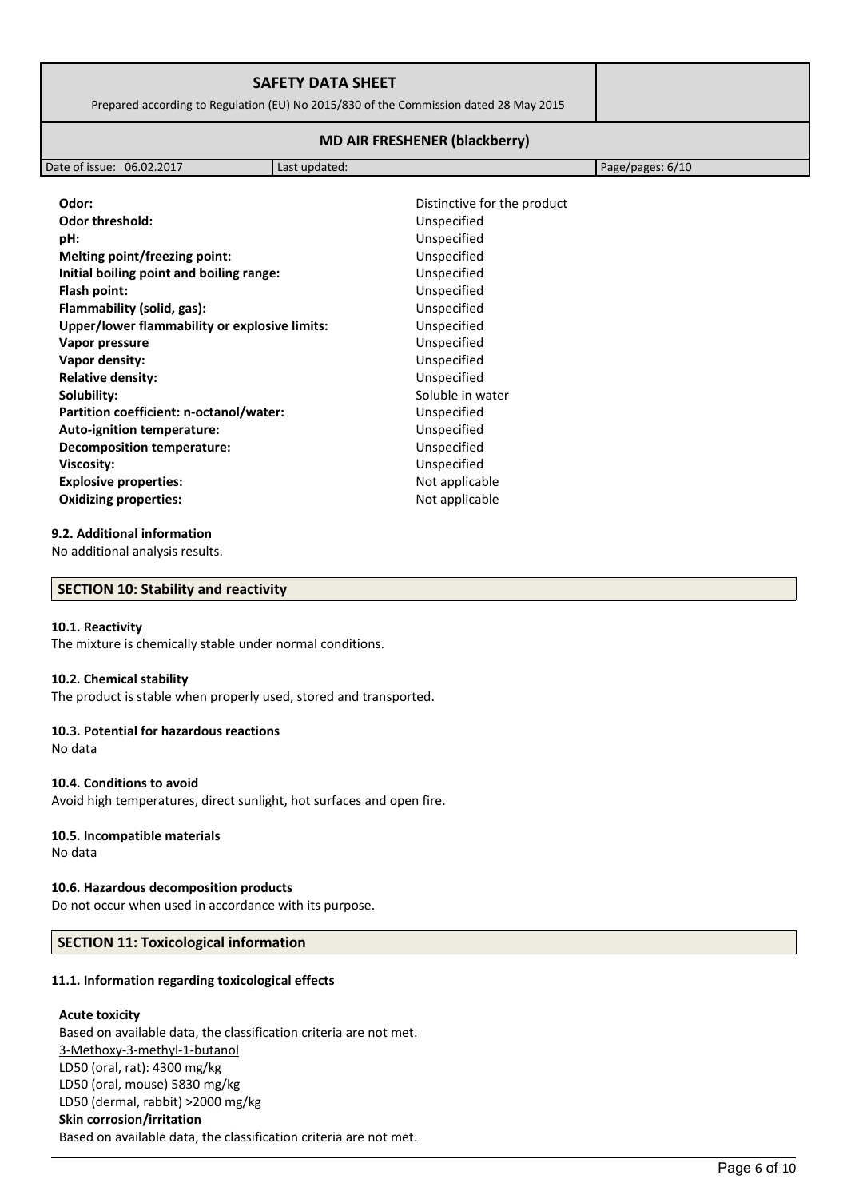| | |
|---|---|
| **Odor:** | Distinctive for the product |
| **Odor threshold:** | Unspecified |
| **pH:** | Unspecified |
| **Melting point/freezing point:** | Unspecified |
| **Initial boiling point and boiling range:** | Unspecified |
| **Flash point:** | Unspecified |
| **Flammability (solid, gas):** | Unspecified |
| **Upper/lower flammability or explosive limits:** | Unspecified |
| **Vapor pressure** | Unspecified |
| **Vapor density:** | Unspecified |
| **Relative density:** | Unspecified |
| **Solubility:** | Soluble in water |
| **Partition coefficient: n-octanol/water:** | Unspecified |
| **Auto-ignition temperature:** | Unspecified |
| **Decomposition temperature:** | Unspecified |
| **Viscosity:** | Unspecified |
| **Explosive properties:** | Not applicable |
| **Oxidizing properties:** | Not applicable |

#### 9.2. Additional information

No additional analysis results.

## SECTION 10: Stability and reactivity

#### 10.1. Reactivity

The mixture is chemically stable under normal conditions.

#### 10.2. Chemical stability

The product is stable when properly used, stored and transported.

#### 10.3. Potential for hazardous reactions

No data

#### 10.4. Conditions to avoid

Avoid high temperatures, direct sunlight, hot surfaces and open fire.

#### 10.5. Incompatible materials

No data

#### 10.6. Hazardous decomposition products

Do not occur when used in accordance with its purpose.

## SECTION 11: Toxicological information

#### 11.1. Information regarding toxicological effects

**Acute toxicity**

Based on available data, the classification criteria are not met.

3-Methoxy-3-methyl-1-butanol

LD50 (oral, rat): 4300 mg/kg

LD50 (oral, mouse) 5830 mg/kg

LD50 (dermal, rabbit) >2000 mg/kg

**Skin corrosion/irritation**

Based on available data, the classification criteria are not met.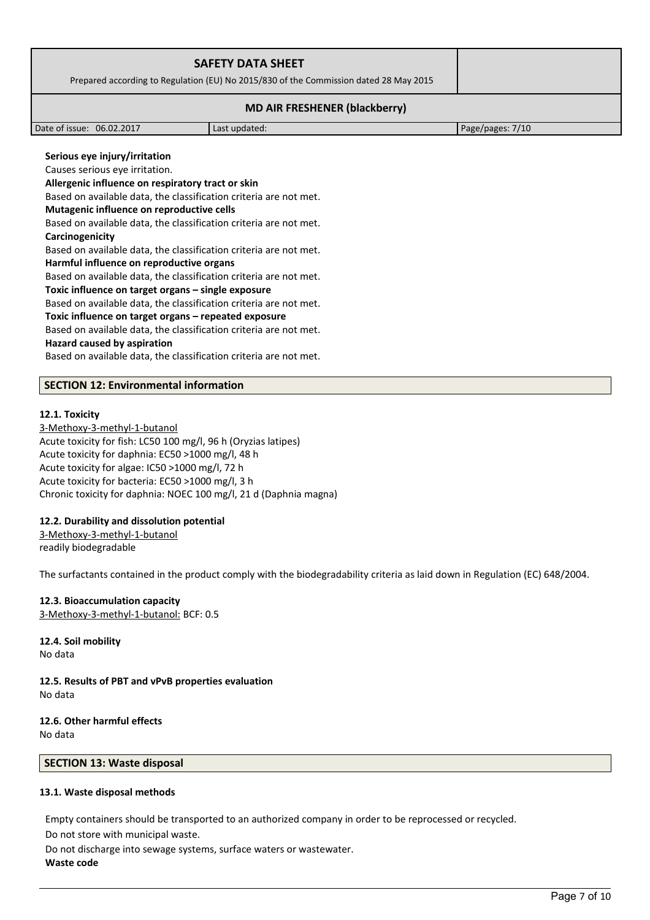**Serious eye injury/irritation**

Causes serious eye irritation.

**Allergenic influence on respiratory tract or skin**

Based on available data, the classification criteria are not met.

**Mutagenic influence on reproductive cells**

Based on available data, the classification criteria are not met.

**Carcinogenicity**

Based on available data, the classification criteria are not met.

**Harmful influence on reproductive organs**

Based on available data, the classification criteria are not met.

**Toxic influence on target organs – single exposure**

Based on available data, the classification criteria are not met.

**Toxic influence on target organs – repeated exposure**

Based on available data, the classification criteria are not met.

**Hazard caused by aspiration**

Based on available data, the classification criteria are not met.

## SECTION 12: Environmental information

### 12.1. Toxicity

3-Methoxy-3-methyl-1-butanol

Acute toxicity for fish: LC50 100 mg/l, 96 h (Oryzias latipes)

Acute toxicity for daphnia: EC50 >1000 mg/l, 48 h

Acute toxicity for algae: IC50 >1000 mg/l, 72 h

Acute toxicity for bacteria: EC50 >1000 mg/l, 3 h

Chronic toxicity for daphnia: NOEC 100 mg/l, 21 d (Daphnia magna)

### 12.2. Durability and dissolution potential

3-Methoxy-3-methyl-1-butanol

readily biodegradable

The surfactants contained in the product comply with the biodegradability criteria as laid down in Regulation (EC) 648/2004.

### 12.3. Bioaccumulation capacity

3-Methoxy-3-methyl-1-butanol: BCF: 0.5

### 12.4. Soil mobility

No data

### 12.5. Results of PBT and vPvB properties evaluation

No data

### 12.6. Other harmful effects

No data

## SECTION 13: Waste disposal

### 13.1. Waste disposal methods

Empty containers should be transported to an authorized company in order to be reprocessed or recycled.

Do not store with municipal waste.

Do not discharge into sewage systems, surface waters or wastewater.

**Waste code**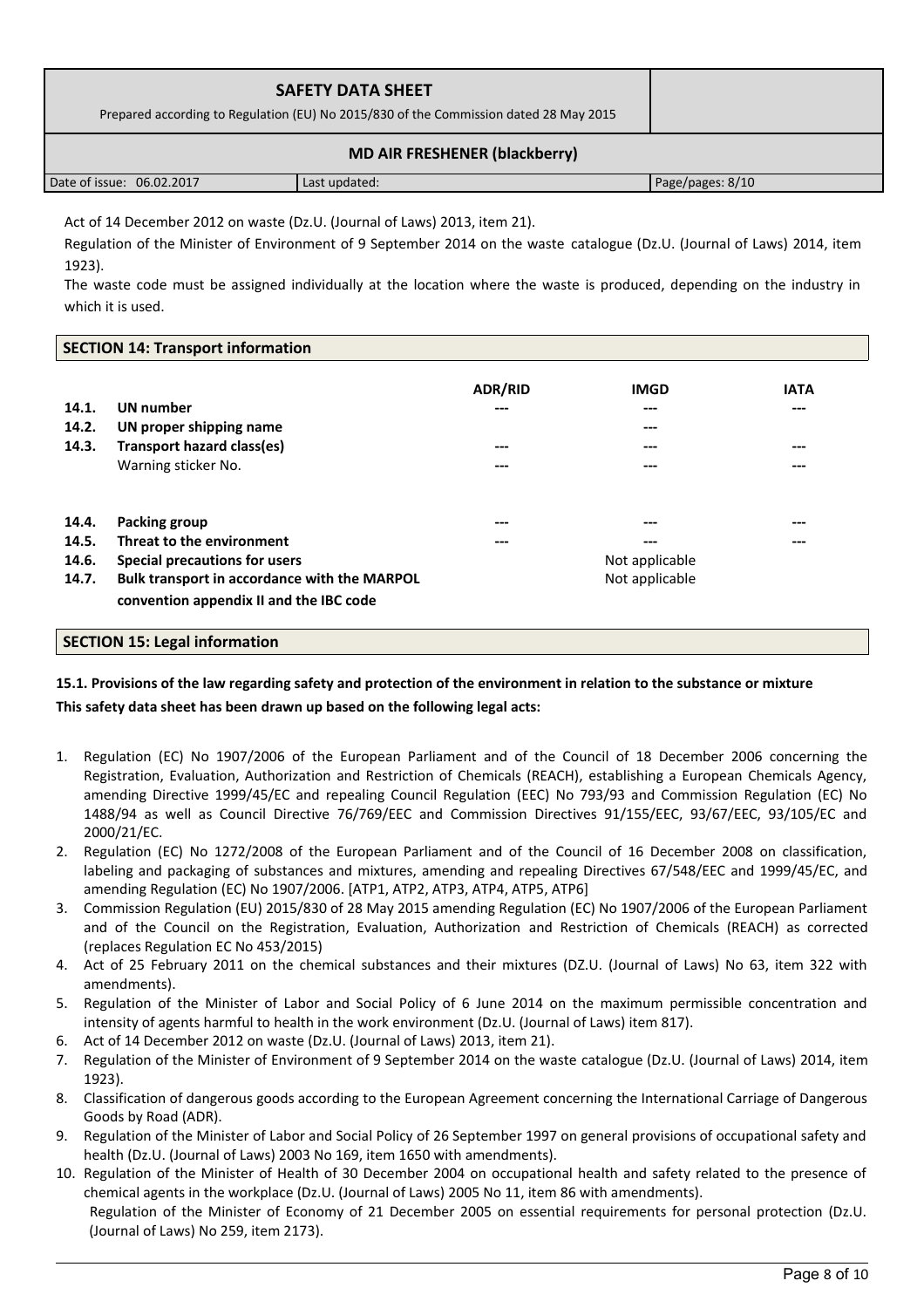Act of 14 December 2012 on waste (Dz.U. (Journal of Laws) 2013, item 21).

Regulation of the Minister of Environment of 9 September 2014 on the waste catalogue (Dz.U. (Journal of Laws) 2014, item 1923).

The waste code must be assigned individually at the location where the waste is produced, depending on the industry in which it is used.

## SECTION 14: Transport information

| | | ADR/RID | IMGD | IATA |
|---|---|---|---|---|
| 14.1. | **UN number** | --- | --- | --- |
| 14.2. | **UN proper shipping name** | | --- | |
| 14.3. | **Transport hazard class(es)** | --- | --- | --- |
| | Warning sticker No. | --- | --- | --- |
| 14.4. | **Packing group** | --- | --- | --- |
| 14.5. | **Threat to the environment** | --- | --- | --- |
| 14.6. | **Special precautions for users** | | Not applicable | |
| 14.7. | **Bulk transport in accordance with the MARPOL convention appendix II and the IBC code** | | Not applicable | |

## SECTION 15: Legal information

**15.1. Provisions of the law regarding safety and protection of the environment in relation to the substance or mixture**

**This safety data sheet has been drawn up based on the following legal acts:**

1. Regulation (EC) No 1907/2006 of the European Parliament and of the Council of 18 December 2006 concerning the Registration, Evaluation, Authorization and Restriction of Chemicals (REACH), establishing a European Chemicals Agency, amending Directive 1999/45/EC and repealing Council Regulation (EEC) No 793/93 and Commission Regulation (EC) No 1488/94 as well as Council Directive 76/769/EEC and Commission Directives 91/155/EEC, 93/67/EEC, 93/105/EC and 2000/21/EC.
2. Regulation (EC) No 1272/2008 of the European Parliament and of the Council of 16 December 2008 on classification, labeling and packaging of substances and mixtures, amending and repealing Directives 67/548/EEC and 1999/45/EC, and amending Regulation (EC) No 1907/2006. [ATP1, ATP2, ATP3, ATP4, ATP5, ATP6]
3. Commission Regulation (EU) 2015/830 of 28 May 2015 amending Regulation (EC) No 1907/2006 of the European Parliament and of the Council on the Registration, Evaluation, Authorization and Restriction of Chemicals (REACH) as corrected (replaces Regulation EC No 453/2015)
4. Act of 25 February 2011 on the chemical substances and their mixtures (DZ.U. (Journal of Laws) No 63, item 322 with amendments).
5. Regulation of the Minister of Labor and Social Policy of 6 June 2014 on the maximum permissible concentration and intensity of agents harmful to health in the work environment (Dz.U. (Journal of Laws) item 817).
6. Act of 14 December 2012 on waste (Dz.U. (Journal of Laws) 2013, item 21).
7. Regulation of the Minister of Environment of 9 September 2014 on the waste catalogue (Dz.U. (Journal of Laws) 2014, item 1923).
8. Classification of dangerous goods according to the European Agreement concerning the International Carriage of Dangerous Goods by Road (ADR).
9. Regulation of the Minister of Labor and Social Policy of 26 September 1997 on general provisions of occupational safety and health (Dz.U. (Journal of Laws) 2003 No 169, item 1650 with amendments).
10. Regulation of the Minister of Health of 30 December 2004 on occupational health and safety related to the presence of chemical agents in the workplace (Dz.U. (Journal of Laws) 2005 No 11, item 86 with amendments).
    Regulation of the Minister of Economy of 21 December 2005 on essential requirements for personal protection (Dz.U. (Journal of Laws) No 259, item 2173).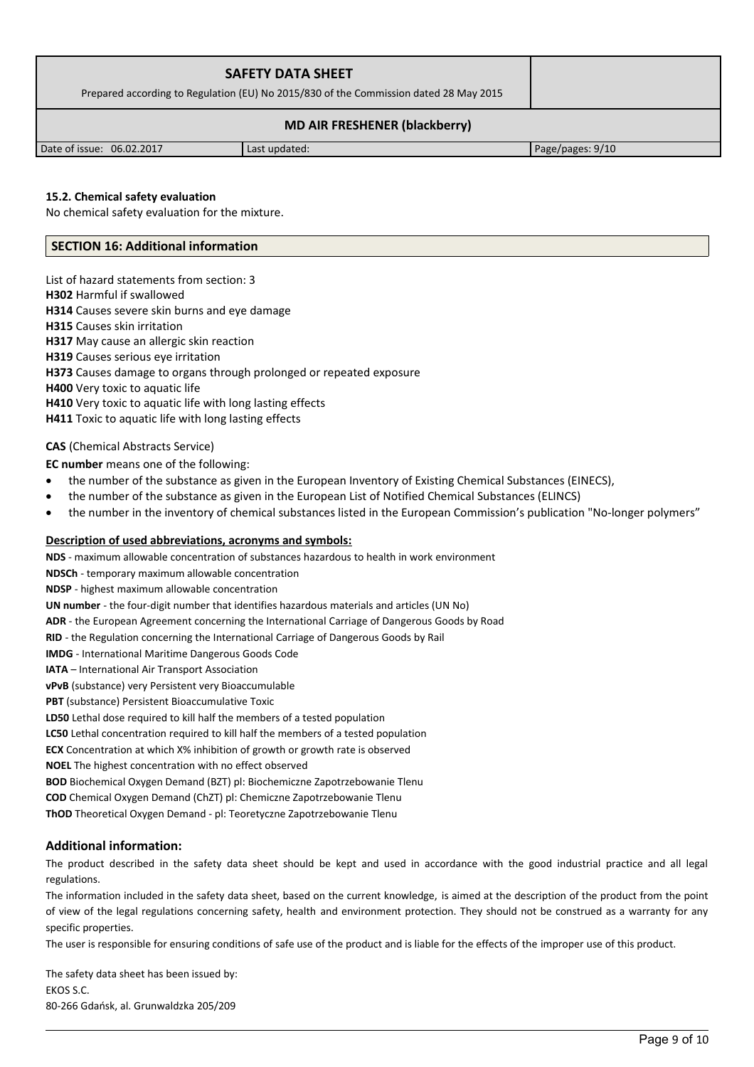### 15.2. Chemical safety evaluation

No chemical safety evaluation for the mixture.

## SECTION 16: Additional information

List of hazard statements from section: 3

**H302** Harmful if swallowed
**H314** Causes severe skin burns and eye damage
**H315** Causes skin irritation
**H317** May cause an allergic skin reaction
**H319** Causes serious eye irritation
**H373** Causes damage to organs through prolonged or repeated exposure
**H400** Very toxic to aquatic life
**H410** Very toxic to aquatic life with long lasting effects
**H411** Toxic to aquatic life with long lasting effects

**CAS** (Chemical Abstracts Service)

**EC number** means one of the following:

- the number of the substance as given in the European Inventory of Existing Chemical Substances (EINECS),
- the number of the substance as given in the European List of Notified Chemical Substances (ELINCS)
- the number in the inventory of chemical substances listed in the European Commission's publication "No-longer polymers"

**Description of used abbreviations, acronyms and symbols:**

**NDS** - maximum allowable concentration of substances hazardous to health in work environment
**NDSCh** - temporary maximum allowable concentration
**NDSP** - highest maximum allowable concentration
**UN number** - the four-digit number that identifies hazardous materials and articles (UN No)
**ADR** - the European Agreement concerning the International Carriage of Dangerous Goods by Road
**RID** - the Regulation concerning the International Carriage of Dangerous Goods by Rail
**IMDG** - International Maritime Dangerous Goods Code
**IATA** – International Air Transport Association
**vPvB** (substance) very Persistent very Bioaccumulable
**PBT** (substance) Persistent Bioaccumulative Toxic
**LD50** Lethal dose required to kill half the members of a tested population
**LC50** Lethal concentration required to kill half the members of a tested population
**ECX** Concentration at which X% inhibition of growth or growth rate is observed
**NOEL** The highest concentration with no effect observed
**BOD** Biochemical Oxygen Demand (BZT) pl: Biochemiczne Zapotrzebowanie Tlenu
**COD** Chemical Oxygen Demand (ChZT) pl: Chemiczne Zapotrzebowanie Tlenu
**ThOD** Theoretical Oxygen Demand - pl: Teoretyczne Zapotrzebowanie Tlenu

### Additional information:

The product described in the safety data sheet should be kept and used in accordance with the good industrial practice and all legal regulations.

The information included in the safety data sheet, based on the current knowledge, is aimed at the description of the product from the point of view of the legal regulations concerning safety, health and environment protection. They should not be construed as a warranty for any specific properties.

The user is responsible for ensuring conditions of safe use of the product and is liable for the effects of the improper use of this product.

The safety data sheet has been issued by:
EKOS S.C.
80-266 Gdańsk, al. Grunwaldzka 205/209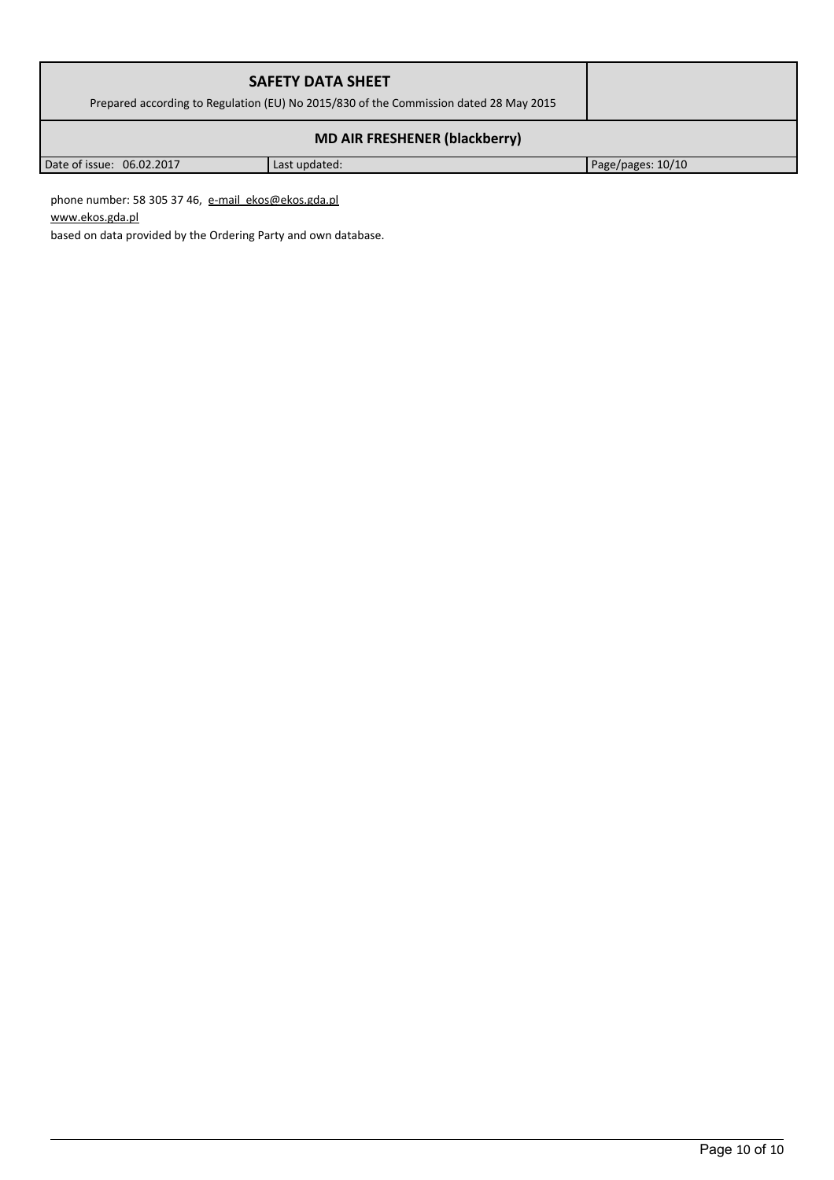phone number: 58 305 37 46, e-mail ekos@ekos.gda.pl

www.ekos.gda.pl

based on data provided by the Ordering Party and own database.